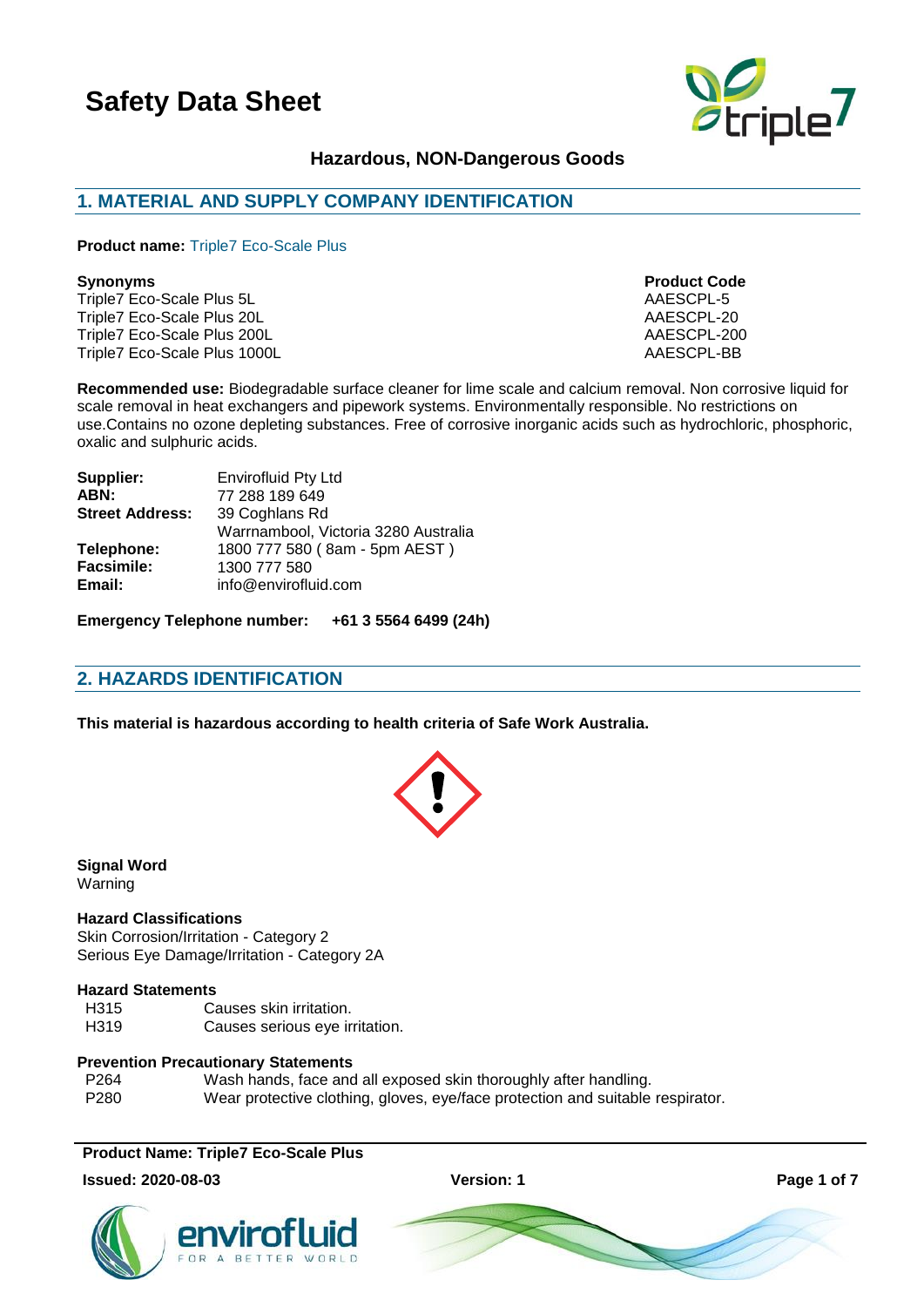# Safety Data Sheet

**Hazardous, NON-Dangerous Goods**

## 1. MATERIAL AND SUPPLY COMPANY IDENTIFICATION

**Product name:** Triple7 Eco-Scale Plus

| **Synonyms** | **Product Code** |
|---|---|
| Triple7 Eco-Scale Plus 5L | AAESCPL-5 |
| Triple7 Eco-Scale Plus 20L | AAESCPL-20 |
| Triple7 Eco-Scale Plus 200L | AAESCPL-200 |
| Triple7 Eco-Scale Plus 1000L | AAESCPL-BB |

**Recommended use:** Biodegradable surface cleaner for lime scale and calcium removal. Non corrosive liquid for scale removal in heat exchangers and pipework systems. Environmentally responsible. No restrictions on use.Contains no ozone depleting substances. Free of corrosive inorganic acids such as hydrochloric, phosphoric, oxalic and sulphuric acids.

**Supplier:** Envirofluid Pty Ltd
**ABN:** 77 288 189 649
**Street Address:** 39 Coghlans Rd
Warrnambool, Victoria 3280 Australia
**Telephone:** 1800 777 580 ( 8am - 5pm AEST )
**Facsimile:** 1300 777 580
**Email:** info@envirofluid.com

**Emergency Telephone number:** **+61 3 5564 6499 (24h)**

## 2. HAZARDS IDENTIFICATION

**This material is hazardous according to health criteria of Safe Work Australia.**

**Signal Word**
Warning

**Hazard Classifications**
Skin Corrosion/Irritation - Category 2
Serious Eye Damage/Irritation - Category 2A

**Hazard Statements**

| | |
|---|---|
| H315 | Causes skin irritation. |
| H319 | Causes serious eye irritation. |

**Prevention Precautionary Statements**

| | |
|---|---|
| P264 | Wash hands, face and all exposed skin thoroughly after handling. |
| P280 | Wear protective clothing, gloves, eye/face protection and suitable respirator. |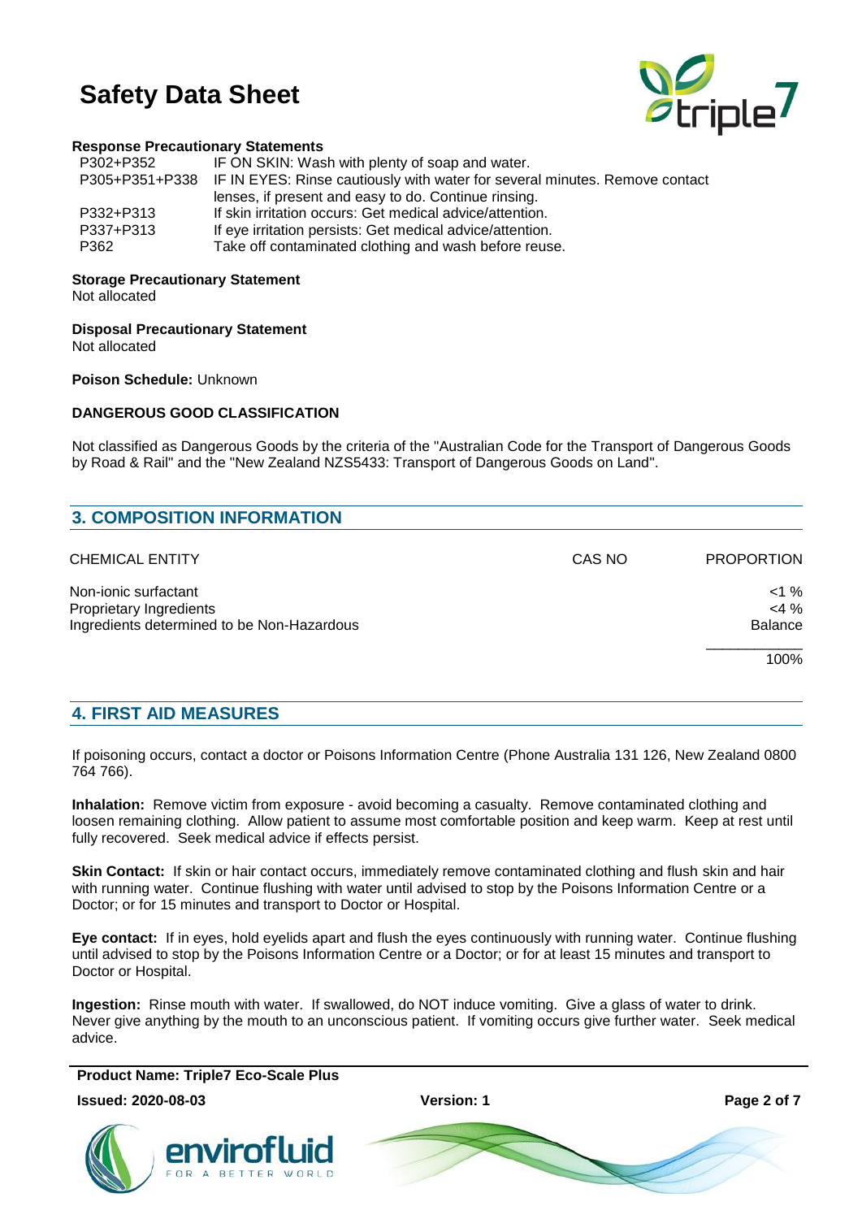**Response Precautionary Statements**

| | |
|---|---|
| P302+P352 | IF ON SKIN: Wash with plenty of soap and water. |
| P305+P351+P338 | IF IN EYES: Rinse cautiously with water for several minutes. Remove contact lenses, if present and easy to do. Continue rinsing. |
| P332+P313 | If skin irritation occurs: Get medical advice/attention. |
| P337+P313 | If eye irritation persists: Get medical advice/attention. |
| P362 | Take off contaminated clothing and wash before reuse. |

**Storage Precautionary Statement**
Not allocated

**Disposal Precautionary Statement**
Not allocated

**Poison Schedule:** Unknown

**DANGEROUS GOOD CLASSIFICATION**

Not classified as Dangerous Goods by the criteria of the "Australian Code for the Transport of Dangerous Goods by Road & Rail" and the "New Zealand NZS5433: Transport of Dangerous Goods on Land".

## 3. COMPOSITION INFORMATION

| CHEMICAL ENTITY | CAS NO | PROPORTION |
|---|---|---|
| Non-ionic surfactant | | <1 % |
| Proprietary Ingredients | | <4 % |
| Ingredients determined to be Non-Hazardous | | Balance |
| | | 100% |

## 4. FIRST AID MEASURES

If poisoning occurs, contact a doctor or Poisons Information Centre (Phone Australia 131 126, New Zealand 0800 764 766).

**Inhalation:** Remove victim from exposure - avoid becoming a casualty. Remove contaminated clothing and loosen remaining clothing. Allow patient to assume most comfortable position and keep warm. Keep at rest until fully recovered. Seek medical advice if effects persist.

**Skin Contact:** If skin or hair contact occurs, immediately remove contaminated clothing and flush skin and hair with running water. Continue flushing with water until advised to stop by the Poisons Information Centre or a Doctor; or for 15 minutes and transport to Doctor or Hospital.

**Eye contact:** If in eyes, hold eyelids apart and flush the eyes continuously with running water. Continue flushing until advised to stop by the Poisons Information Centre or a Doctor; or for at least 15 minutes and transport to Doctor or Hospital.

**Ingestion:** Rinse mouth with water. If swallowed, do NOT induce vomiting. Give a glass of water to drink. Never give anything by the mouth to an unconscious patient. If vomiting occurs give further water. Seek medical advice.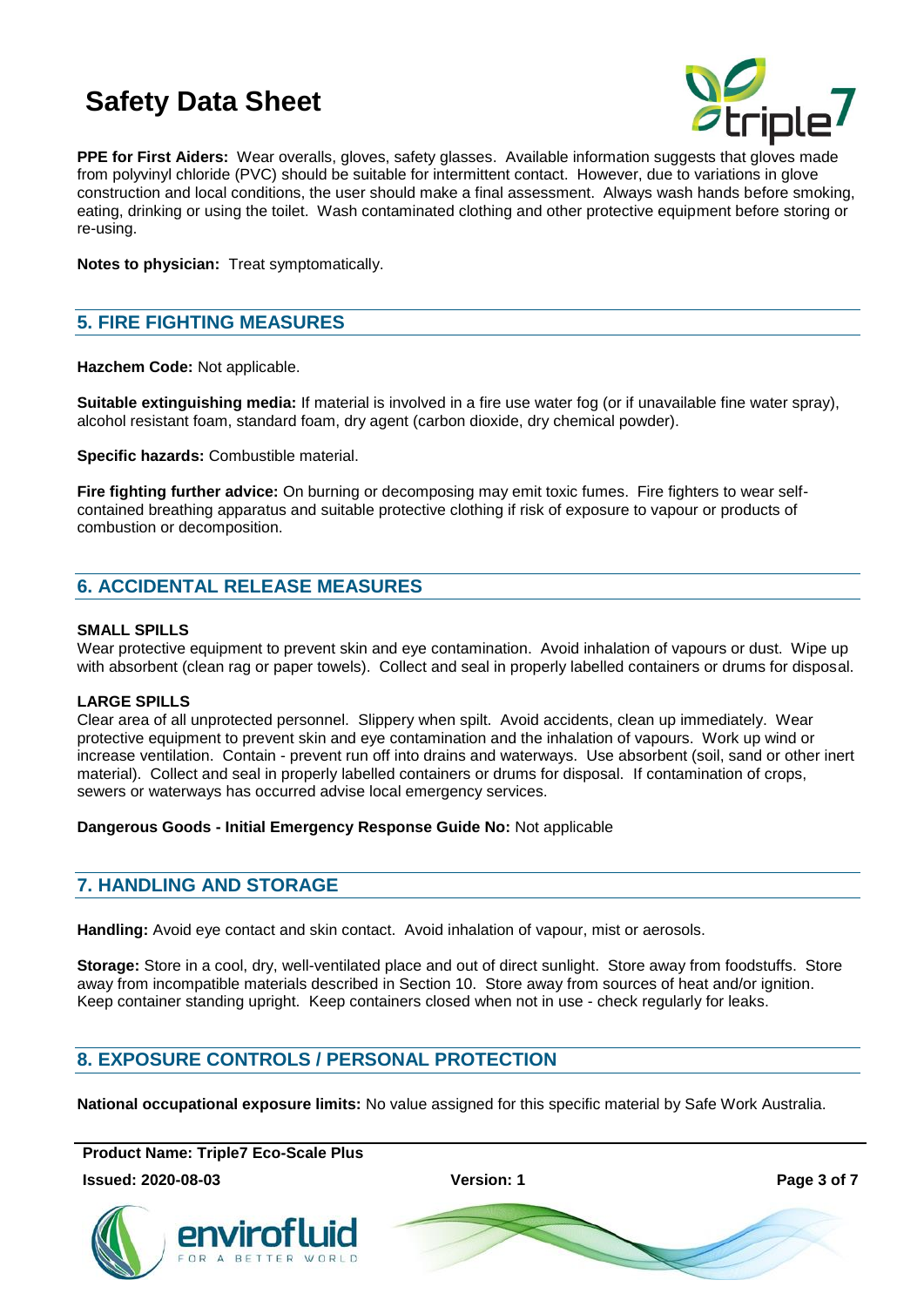**PPE for First Aiders:** Wear overalls, gloves, safety glasses. Available information suggests that gloves made from polyvinyl chloride (PVC) should be suitable for intermittent contact. However, due to variations in glove construction and local conditions, the user should make a final assessment. Always wash hands before smoking, eating, drinking or using the toilet. Wash contaminated clothing and other protective equipment before storing or re-using.

**Notes to physician:** Treat symptomatically.

## 5. FIRE FIGHTING MEASURES

**Hazchem Code:** Not applicable.

**Suitable extinguishing media:** If material is involved in a fire use water fog (or if unavailable fine water spray), alcohol resistant foam, standard foam, dry agent (carbon dioxide, dry chemical powder).

**Specific hazards:** Combustible material.

**Fire fighting further advice:** On burning or decomposing may emit toxic fumes. Fire fighters to wear self-contained breathing apparatus and suitable protective clothing if risk of exposure to vapour or products of combustion or decomposition.

## 6. ACCIDENTAL RELEASE MEASURES

**SMALL SPILLS**
Wear protective equipment to prevent skin and eye contamination. Avoid inhalation of vapours or dust. Wipe up with absorbent (clean rag or paper towels). Collect and seal in properly labelled containers or drums for disposal.

**LARGE SPILLS**
Clear area of all unprotected personnel. Slippery when spilt. Avoid accidents, clean up immediately. Wear protective equipment to prevent skin and eye contamination and the inhalation of vapours. Work up wind or increase ventilation. Contain - prevent run off into drains and waterways. Use absorbent (soil, sand or other inert material). Collect and seal in properly labelled containers or drums for disposal. If contamination of crops, sewers or waterways has occurred advise local emergency services.

**Dangerous Goods - Initial Emergency Response Guide No:** Not applicable

## 7. HANDLING AND STORAGE

**Handling:** Avoid eye contact and skin contact. Avoid inhalation of vapour, mist or aerosols.

**Storage:** Store in a cool, dry, well-ventilated place and out of direct sunlight. Store away from foodstuffs. Store away from incompatible materials described in Section 10. Store away from sources of heat and/or ignition. Keep container standing upright. Keep containers closed when not in use - check regularly for leaks.

## 8. EXPOSURE CONTROLS / PERSONAL PROTECTION

**National occupational exposure limits:** No value assigned for this specific material by Safe Work Australia.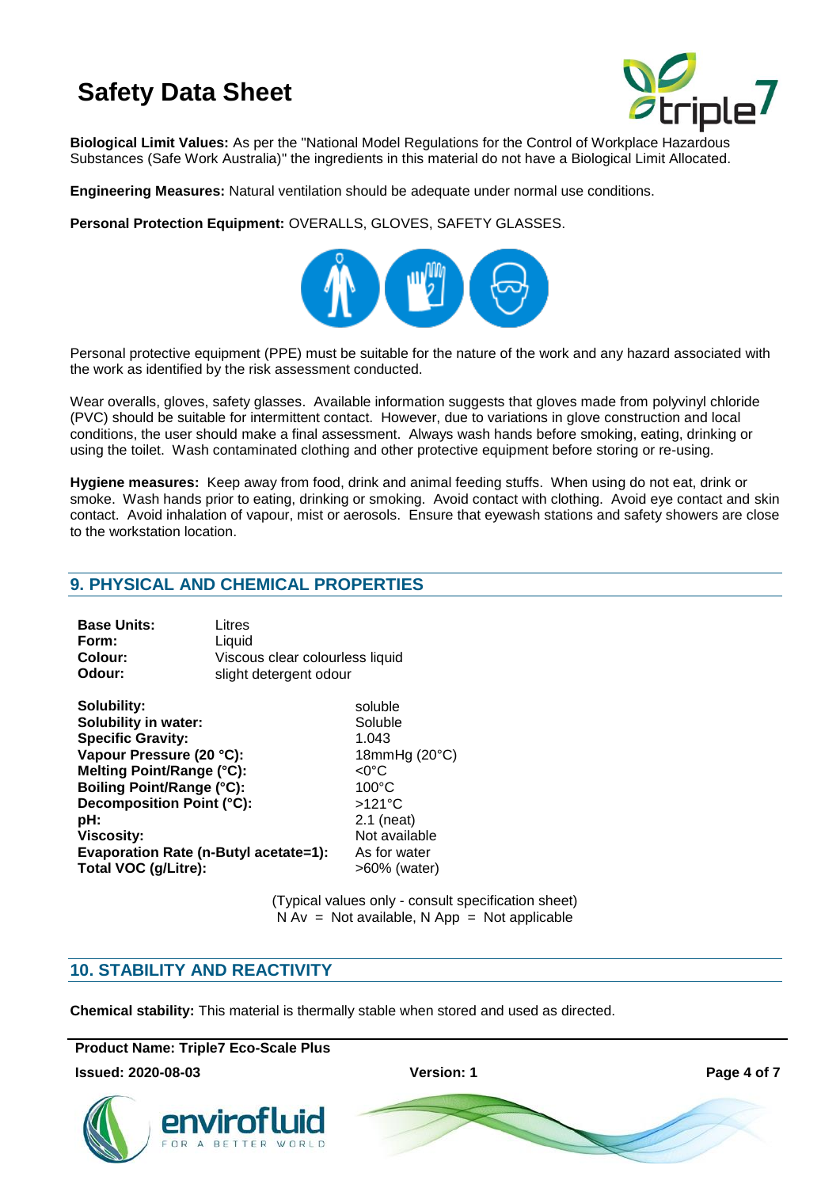**Biological Limit Values:** As per the "National Model Regulations for the Control of Workplace Hazardous Substances (Safe Work Australia)" the ingredients in this material do not have a Biological Limit Allocated.

**Engineering Measures:** Natural ventilation should be adequate under normal use conditions.

**Personal Protection Equipment:** OVERALLS, GLOVES, SAFETY GLASSES.

Personal protective equipment (PPE) must be suitable for the nature of the work and any hazard associated with the work as identified by the risk assessment conducted.

Wear overalls, gloves, safety glasses. Available information suggests that gloves made from polyvinyl chloride (PVC) should be suitable for intermittent contact. However, due to variations in glove construction and local conditions, the user should make a final assessment. Always wash hands before smoking, eating, drinking or using the toilet. Wash contaminated clothing and other protective equipment before storing or re-using.

**Hygiene measures:** Keep away from food, drink and animal feeding stuffs. When using do not eat, drink or smoke. Wash hands prior to eating, drinking or smoking. Avoid contact with clothing. Avoid eye contact and skin contact. Avoid inhalation of vapour, mist or aerosols. Ensure that eyewash stations and safety showers are close to the workstation location.

## 9. PHYSICAL AND CHEMICAL PROPERTIES

| | |
|---|---|
| **Base Units:** | Litres |
| **Form:** | Liquid |
| **Colour:** | Viscous clear colourless liquid |
| **Odour:** | slight detergent odour |

| | |
|---|---|
| **Solubility:** | soluble |
| **Solubility in water:** | Soluble |
| **Specific Gravity:** | 1.043 |
| **Vapour Pressure (20 °C):** | 18mmHg (20°C) |
| **Melting Point/Range (°C):** | <0°C |
| **Boiling Point/Range (°C):** | 100°C |
| **Decomposition Point (°C):** | >121°C |
| **pH:** | 2.1 (neat) |
| **Viscosity:** | Not available |
| **Evaporation Rate (n-Butyl acetate=1):** | As for water |
| **Total VOC (g/Litre):** | >60% (water) |

(Typical values only - consult specification sheet)
N Av = Not available, N App = Not applicable

## 10. STABILITY AND REACTIVITY

**Chemical stability:** This material is thermally stable when stored and used as directed.

**Product Name: Triple7 Eco-Scale Plus**

**Issued: 2020-08-03** **Version: 1**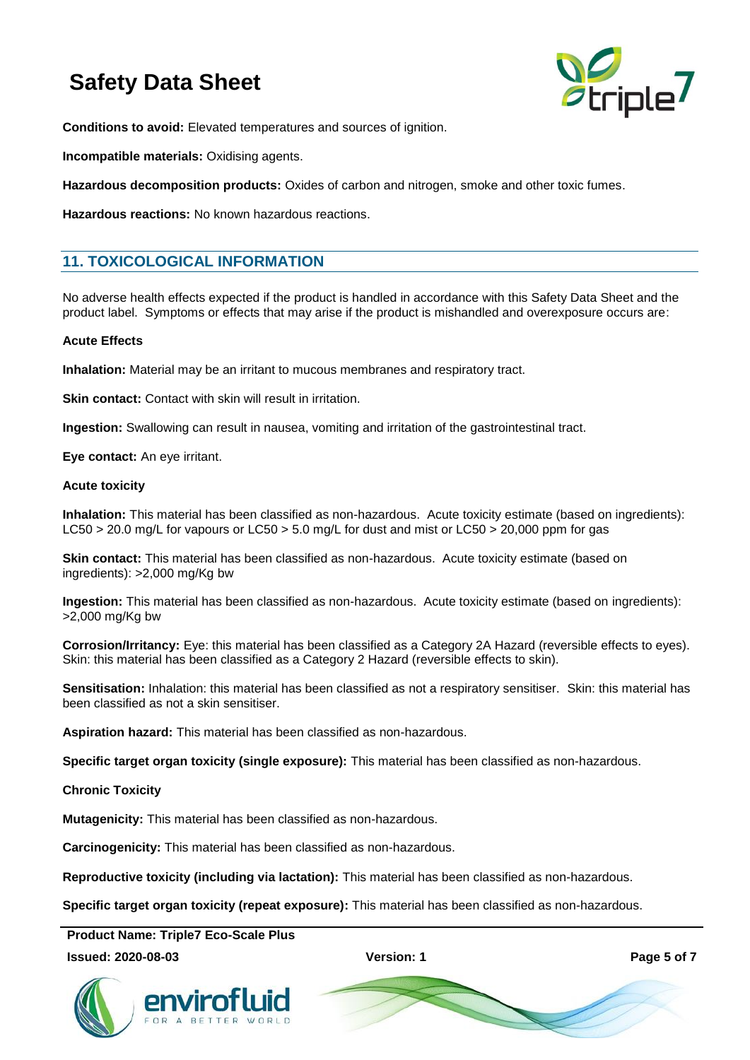**Conditions to avoid:** Elevated temperatures and sources of ignition.

**Incompatible materials:** Oxidising agents.

**Hazardous decomposition products:** Oxides of carbon and nitrogen, smoke and other toxic fumes.

**Hazardous reactions:** No known hazardous reactions.

## 11. TOXICOLOGICAL INFORMATION

No adverse health effects expected if the product is handled in accordance with this Safety Data Sheet and the product label. Symptoms or effects that may arise if the product is mishandled and overexposure occurs are:

**Acute Effects**

**Inhalation:** Material may be an irritant to mucous membranes and respiratory tract.

**Skin contact:** Contact with skin will result in irritation.

**Ingestion:** Swallowing can result in nausea, vomiting and irritation of the gastrointestinal tract.

**Eye contact:** An eye irritant.

**Acute toxicity**

**Inhalation:** This material has been classified as non-hazardous. Acute toxicity estimate (based on ingredients): LC50 > 20.0 mg/L for vapours or LC50 > 5.0 mg/L for dust and mist or LC50 > 20,000 ppm for gas

**Skin contact:** This material has been classified as non-hazardous. Acute toxicity estimate (based on ingredients): >2,000 mg/Kg bw

**Ingestion:** This material has been classified as non-hazardous. Acute toxicity estimate (based on ingredients): >2,000 mg/Kg bw

**Corrosion/Irritancy:** Eye: this material has been classified as a Category 2A Hazard (reversible effects to eyes). Skin: this material has been classified as a Category 2 Hazard (reversible effects to skin).

**Sensitisation:** Inhalation: this material has been classified as not a respiratory sensitiser. Skin: this material has been classified as not a skin sensitiser.

**Aspiration hazard:** This material has been classified as non-hazardous.

**Specific target organ toxicity (single exposure):** This material has been classified as non-hazardous.

**Chronic Toxicity**

**Mutagenicity:** This material has been classified as non-hazardous.

**Carcinogenicity:** This material has been classified as non-hazardous.

**Reproductive toxicity (including via lactation):** This material has been classified as non-hazardous.

**Specific target organ toxicity (repeat exposure):** This material has been classified as non-hazardous.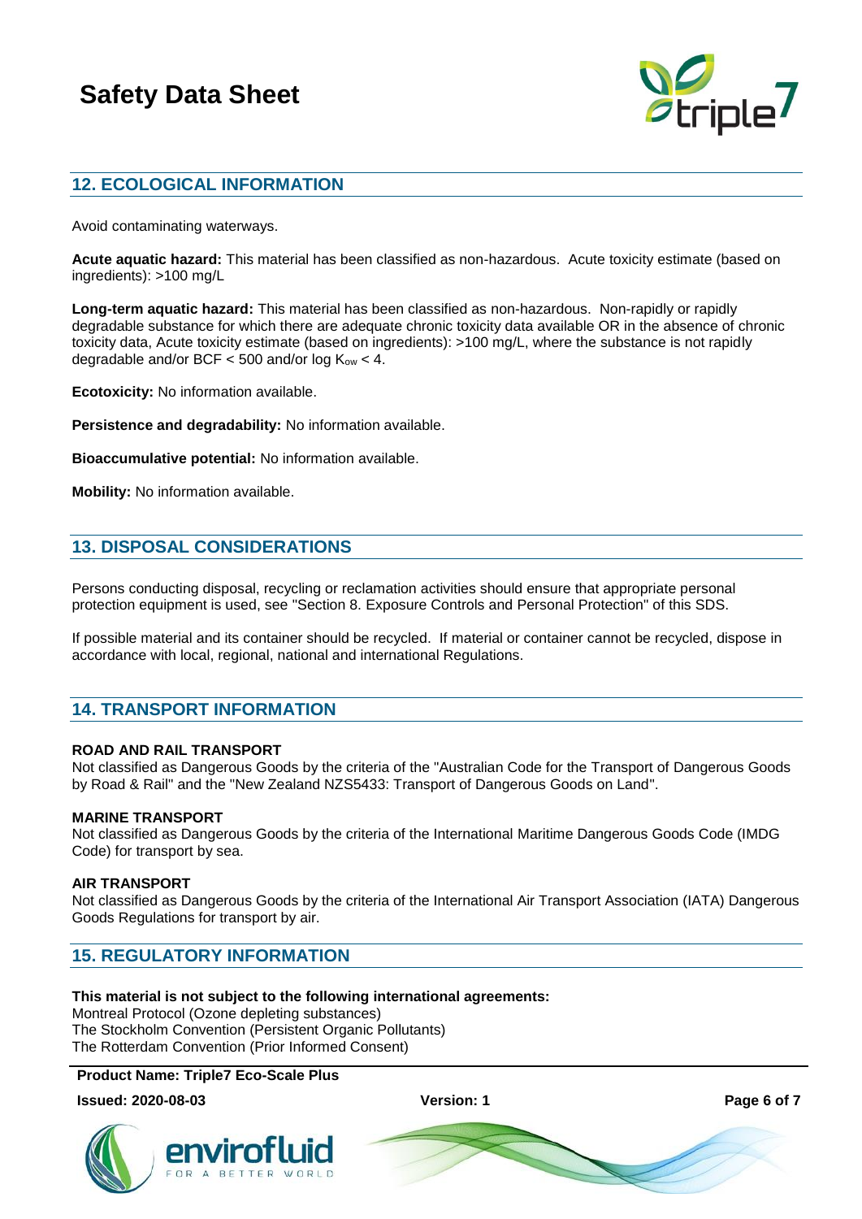## 12. ECOLOGICAL INFORMATION

Avoid contaminating waterways.

**Acute aquatic hazard:** This material has been classified as non-hazardous. Acute toxicity estimate (based on ingredients): >100 mg/L

**Long-term aquatic hazard:** This material has been classified as non-hazardous. Non-rapidly or rapidly degradable substance for which there are adequate chronic toxicity data available OR in the absence of chronic toxicity data, Acute toxicity estimate (based on ingredients): >100 mg/L, where the substance is not rapidly degradable and/or BCF < 500 and/or log $K_{ow}$ < 4.

**Ecotoxicity:** No information available.

**Persistence and degradability:** No information available.

**Bioaccumulative potential:** No information available.

**Mobility:** No information available.

## 13. DISPOSAL CONSIDERATIONS

Persons conducting disposal, recycling or reclamation activities should ensure that appropriate personal protection equipment is used, see "Section 8. Exposure Controls and Personal Protection" of this SDS.

If possible material and its container should be recycled. If material or container cannot be recycled, dispose in accordance with local, regional, national and international Regulations.

## 14. TRANSPORT INFORMATION

**ROAD AND RAIL TRANSPORT**
Not classified as Dangerous Goods by the criteria of the "Australian Code for the Transport of Dangerous Goods by Road & Rail" and the "New Zealand NZS5433: Transport of Dangerous Goods on Land".

**MARINE TRANSPORT**
Not classified as Dangerous Goods by the criteria of the International Maritime Dangerous Goods Code (IMDG Code) for transport by sea.

**AIR TRANSPORT**
Not classified as Dangerous Goods by the criteria of the International Air Transport Association (IATA) Dangerous Goods Regulations for transport by air.

## 15. REGULATORY INFORMATION

**This material is not subject to the following international agreements:**
Montreal Protocol (Ozone depleting substances)
The Stockholm Convention (Persistent Organic Pollutants)
The Rotterdam Convention (Prior Informed Consent)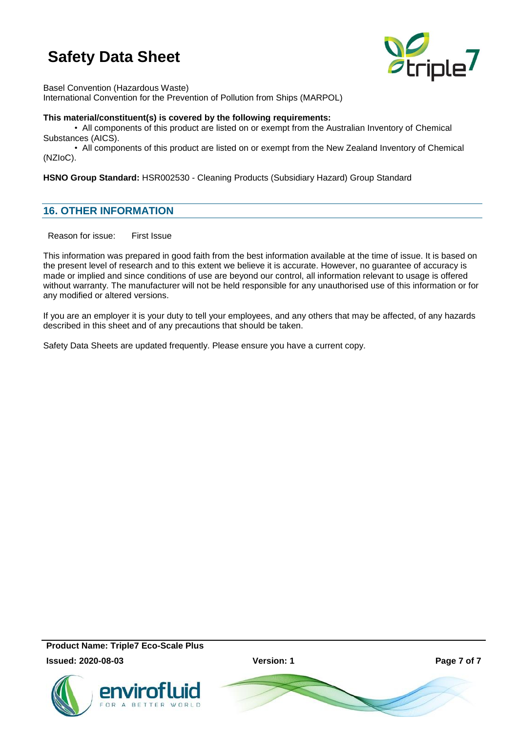Basel Convention (Hazardous Waste)
International Convention for the Prevention of Pollution from Ships (MARPOL)

**This material/constituent(s) is covered by the following requirements:**

- All components of this product are listed on or exempt from the Australian Inventory of Chemical Substances (AICS).
- All components of this product are listed on or exempt from the New Zealand Inventory of Chemical (NZIoC).

**HSNO Group Standard:** HSR002530 - Cleaning Products (Subsidiary Hazard) Group Standard

## 16. OTHER INFORMATION

Reason for issue: First Issue

This information was prepared in good faith from the best information available at the time of issue. It is based on the present level of research and to this extent we believe it is accurate. However, no guarantee of accuracy is made or implied and since conditions of use are beyond our control, all information relevant to usage is offered without warranty. The manufacturer will not be held responsible for any unauthorised use of this information or for any modified or altered versions.

If you are an employer it is your duty to tell your employees, and any others that may be affected, of any hazards described in this sheet and of any precautions that should be taken.

Safety Data Sheets are updated frequently. Please ensure you have a current copy.